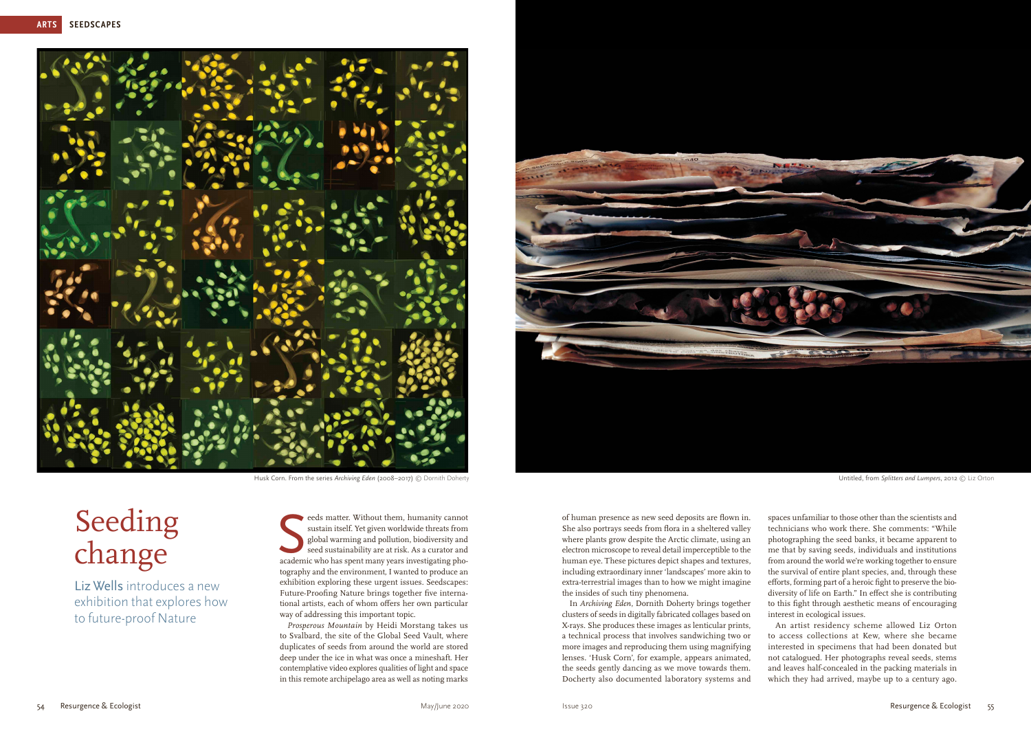Husk Corn. From the series *Archiving Eden* (2008–2017) © Dornith Doherty

Untitled, from *Splitters and Lumpers*, 2012 © Liz Orton

# Seeding change

Liz Wells introduces a new exhibition that explores how to future-proof Nature

Seeds matter. Without them, humanity cannot sustain itself. Yet given worldwide threats from global warming and pollution, biodiversity and seed sustainability are at risk. As a curator and academic who has spent many years investigating photography and the environment, I wanted to produce an exhibition exploring these urgent issues. Seedscapes: Future-Proofing Nature brings together five international artists, each of whom offers her own particular way of addressing this important topic.

*Prosperous Mountain* by Heidi Morstang takes us to Svalbard, the site of the Global Seed Vault, where duplicates of seeds from around the world are stored deep under the ice in what was once a mineshaft. Her contemplative video explores qualities of light and space in this remote archipelago area as well as noting marks of human presence as new seed deposits are flown in. She also portrays seeds from flora in a sheltered valley where plants grow despite the Arctic climate, using an electron microscope to reveal detail imperceptible to the human eye. These pictures depict shapes and textures, including extraordinary inner 'landscapes' more akin to extra-terrestrial images than to how we might imagine the insides of such tiny phenomena.

In *Archiving Eden*, Dornith Doherty brings together clusters of seeds in digitally fabricated collages based on X-rays. She produces these images as lenticular prints, a technical process that involves sandwiching two or more images and reproducing them using magnifying lenses. 'Husk Corn', for example, appears animated, the seeds gently dancing as we move towards them. Docherty also documented laboratory systems and spaces unfamiliar to those other than the scientists and technicians who work there. She comments: "While photographing the seed banks, it became apparent to me that by saving seeds, individuals and institutions from around the world we're working together to ensure the survival of entire plant species, and, through these efforts, forming part of a heroic fight to preserve the biodiversity of life on Earth." In effect she is contributing to this fight through aesthetic means of encouraging interest in ecological issues.

An artist residency scheme allowed Liz Orton to access collections at Kew, where she became interested in specimens that had been donated but not catalogued. Her photographs reveal seeds, stems and leaves half-concealed in the packing materials in which they had arrived, maybe up to a century ago.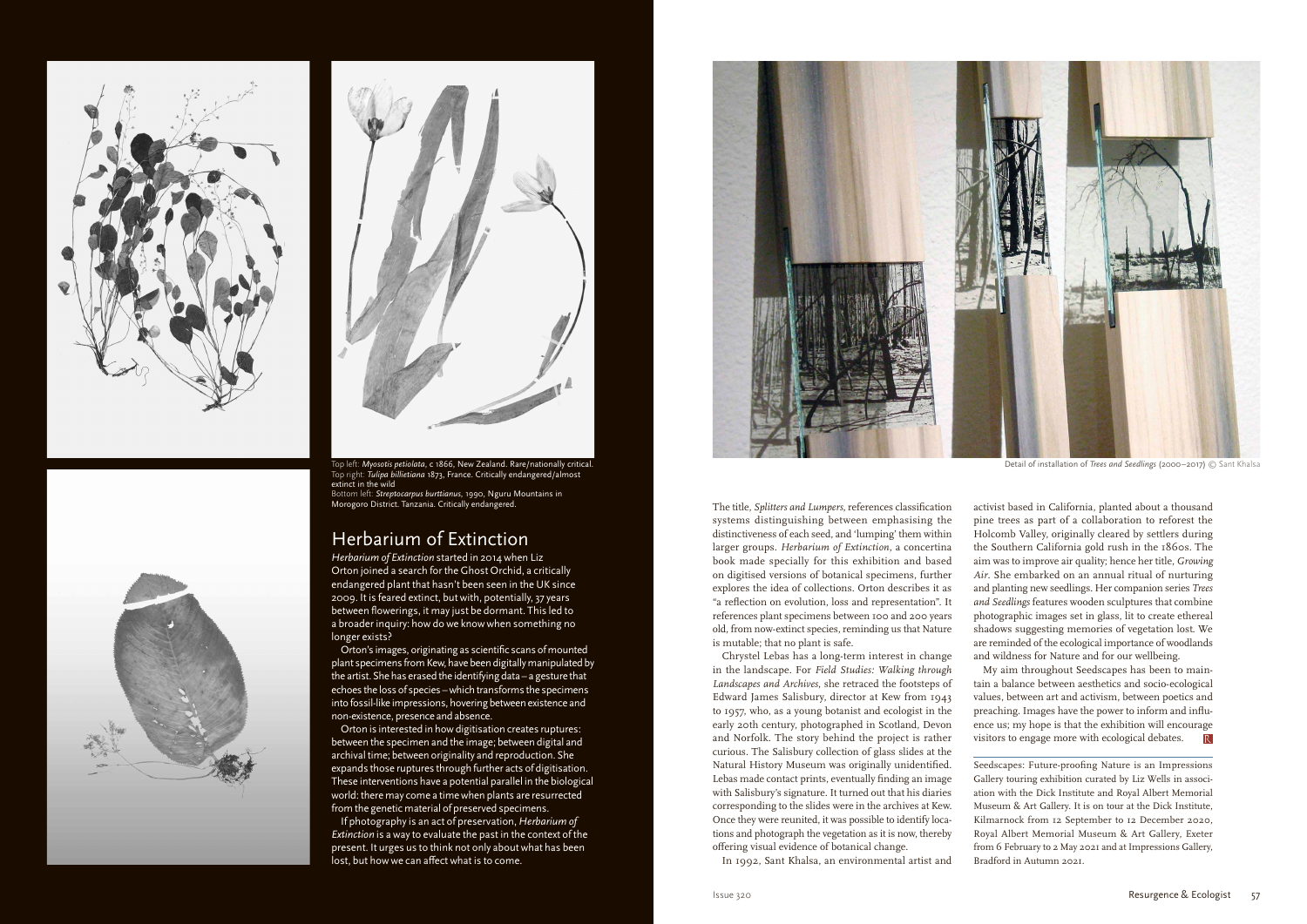Top left: *Myosotis petiolata*, c 1866, New Zealand. Rare/nationally critical.
Top right: *Tulipa billietiana* 1873, France. Critically endangered/almost extinct in the wild
Bottom left: *Streptocarpus burttianus*, 1990, Nguru Mountains in Morogoro District. Tanzania. Critically endangered.

## Herbarium of Extinction

*Herbarium of Extinction* started in 2014 when Liz Orton joined a search for the Ghost Orchid, a critically endangered plant that hasn't been seen in the UK since 2009. It is feared extinct, but with, potentially, 37 years between flowerings, it may just be dormant. This led to a broader inquiry: how do we know when something no longer exists?

Orton's images, originating as scientific scans of mounted plant specimens from Kew, have been digitally manipulated by the artist. She has erased the identifying data – a gesture that echoes the loss of species – which transforms the specimens into fossil-like impressions, hovering between existence and non-existence, presence and absence.

Orton is interested in how digitisation creates ruptures: between the specimen and the image; between digital and archival time; between originality and reproduction. She expands those ruptures through further acts of digitisation. These interventions have a potential parallel in the biological world: there may come a time when plants are resurrected from the genetic material of preserved specimens.

If photography is an act of preservation, *Herbarium of Extinction* is a way to evaluate the past in the context of the present. It urges us to think not only about what has been lost, but how we can affect what is to come.

Detail of installation of *Trees and Seedlings* (2000–2017) © Sant Khalsa

The title, *Splitters and Lumpers*, references classification systems distinguishing between emphasising the distinctiveness of each seed, and 'lumping' them within larger groups. *Herbarium of Extinction*, a concertina book made specially for this exhibition and based on digitised versions of botanical specimens, further explores the idea of collections. Orton describes it as "a reflection on evolution, loss and representation". It references plant specimens between 100 and 200 years old, from now-extinct species, reminding us that Nature is mutable; that no plant is safe.

Chrystel Lebas has a long-term interest in change in the landscape. For *Field Studies: Walking through Landscapes and Archives*, she retraced the footsteps of Edward James Salisbury, director at Kew from 1943 to 1957, who, as a young botanist and ecologist in the early 20th century, photographed in Scotland, Devon and Norfolk. The story behind the project is rather curious. The Salisbury collection of glass slides at the Natural History Museum was originally unidentified. Lebas made contact prints, eventually finding an image with Salisbury's signature. It turned out that his diaries corresponding to the slides were in the archives at Kew. Once they were reunited, it was possible to identify locations and photograph the vegetation as it is now, thereby offering visual evidence of botanical change.

In 1992, Sant Khalsa, an environmental artist and activist based in California, planted about a thousand pine trees as part of a collaboration to reforest the Holcomb Valley, originally cleared by settlers during the Southern California gold rush in the 1860s. The aim was to improve air quality; hence her title, *Growing Air*. She embarked on an annual ritual of nurturing and planting new seedlings. Her companion series *Trees and Seedlings* features wooden sculptures that combine photographic images set in glass, lit to create ethereal shadows suggesting memories of vegetation lost. We are reminded of the ecological importance of woodlands and wildness for Nature and for our wellbeing.

My aim throughout Seedscapes has been to maintain a balance between aesthetics and socio-ecological values, between art and activism, between poetics and preaching. Images have the power to inform and influence us; my hope is that the exhibition will encourage visitors to engage more with ecological debates.

---

Seedscapes: Future-proofing Nature is an Impressions Gallery touring exhibition curated by Liz Wells in association with the Dick Institute and Royal Albert Memorial Museum & Art Gallery. It is on tour at the Dick Institute, Kilmarnock from 12 September to 12 December 2020, Royal Albert Memorial Museum & Art Gallery, Exeter from 6 February to 2 May 2021 and at Impressions Gallery, Bradford in Autumn 2021.